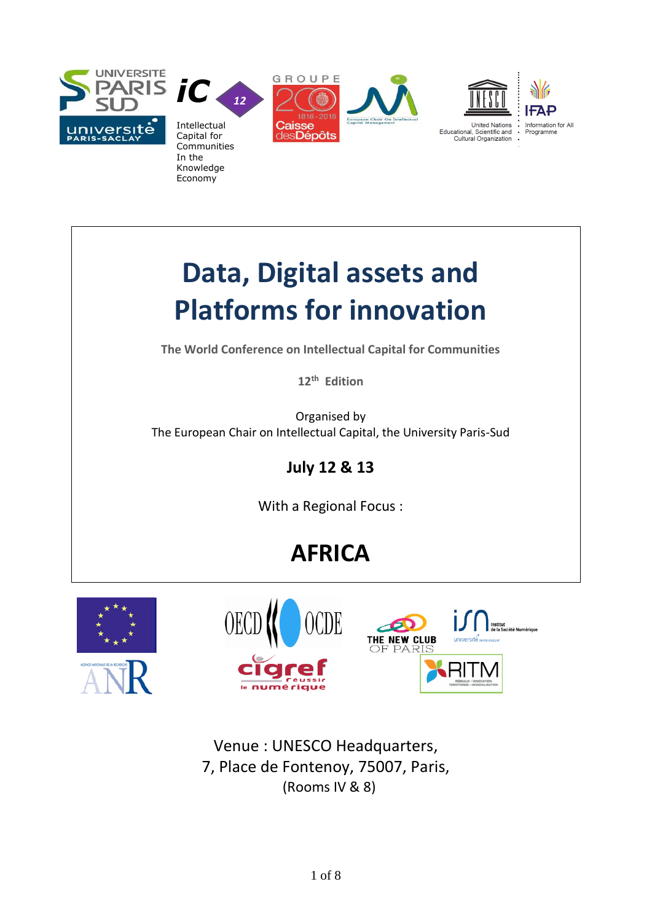# Data, Digital assets and Platforms for innovation

**The World Conference on Intellectual Capital for Communities**

**12th Edition**

Organised by
The European Chair on Intellectual Capital, the University Paris-Sud

## July 12 & 13

With a Regional Focus :

# AFRICA

Venue : UNESCO Headquarters,
7, Place de Fontenoy, 75007, Paris,
(Rooms IV & 8)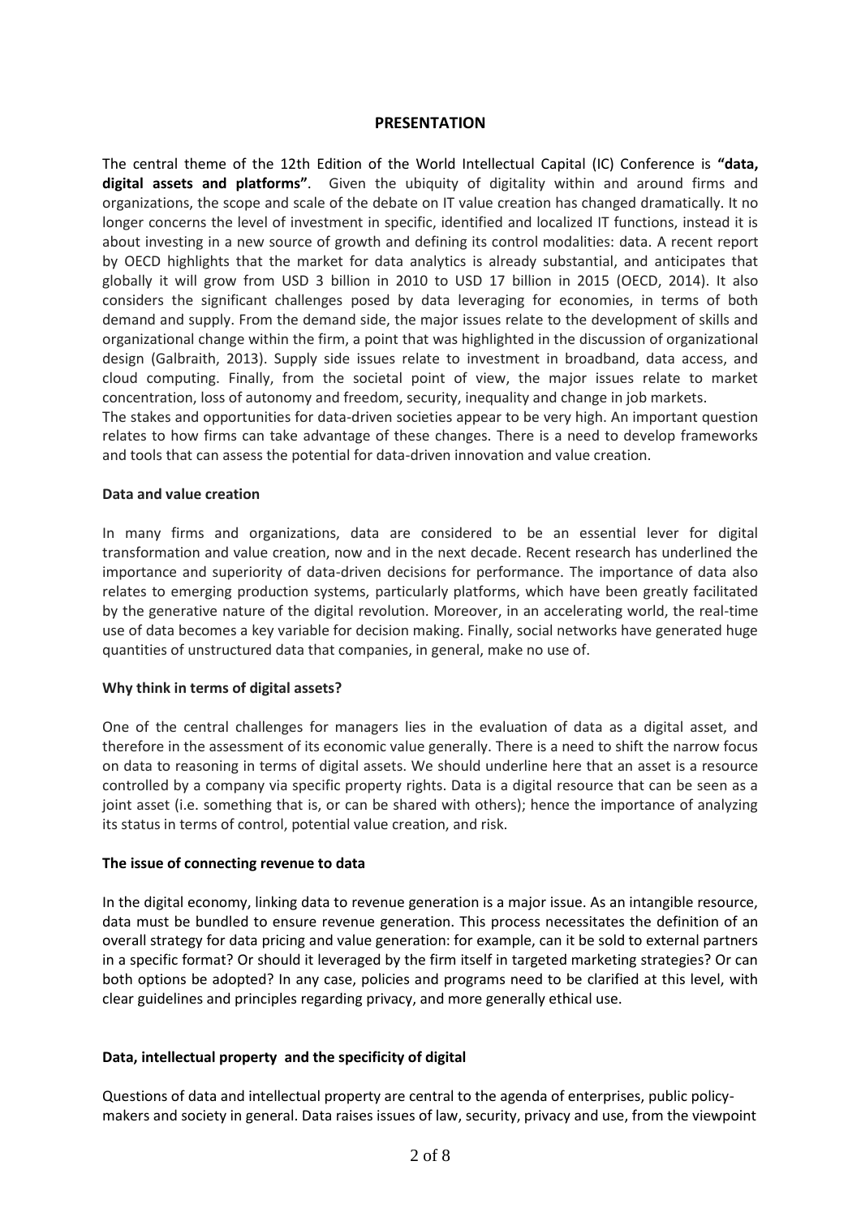## PRESENTATION

The central theme of the 12th Edition of the World Intellectual Capital (IC) Conference is **"data, digital assets and platforms"**. Given the ubiquity of digitality within and around firms and organizations, the scope and scale of the debate on IT value creation has changed dramatically. It no longer concerns the level of investment in specific, identified and localized IT functions, instead it is about investing in a new source of growth and defining its control modalities: data. A recent report by OECD highlights that the market for data analytics is already substantial, and anticipates that globally it will grow from USD 3 billion in 2010 to USD 17 billion in 2015 (OECD, 2014). It also considers the significant challenges posed by data leveraging for economies, in terms of both demand and supply. From the demand side, the major issues relate to the development of skills and organizational change within the firm, a point that was highlighted in the discussion of organizational design (Galbraith, 2013). Supply side issues relate to investment in broadband, data access, and cloud computing. Finally, from the societal point of view, the major issues relate to market concentration, loss of autonomy and freedom, security, inequality and change in job markets.
The stakes and opportunities for data-driven societies appear to be very high. An important question relates to how firms can take advantage of these changes. There is a need to develop frameworks and tools that can assess the potential for data-driven innovation and value creation.

### Data and value creation

In many firms and organizations, data are considered to be an essential lever for digital transformation and value creation, now and in the next decade. Recent research has underlined the importance and superiority of data-driven decisions for performance. The importance of data also relates to emerging production systems, particularly platforms, which have been greatly facilitated by the generative nature of the digital revolution. Moreover, in an accelerating world, the real-time use of data becomes a key variable for decision making. Finally, social networks have generated huge quantities of unstructured data that companies, in general, make no use of.

### Why think in terms of digital assets?

One of the central challenges for managers lies in the evaluation of data as a digital asset, and therefore in the assessment of its economic value generally. There is a need to shift the narrow focus on data to reasoning in terms of digital assets. We should underline here that an asset is a resource controlled by a company via specific property rights. Data is a digital resource that can be seen as a joint asset (i.e. something that is, or can be shared with others); hence the importance of analyzing its status in terms of control, potential value creation, and risk.

### The issue of connecting revenue to data

In the digital economy, linking data to revenue generation is a major issue. As an intangible resource, data must be bundled to ensure revenue generation. This process necessitates the definition of an overall strategy for data pricing and value generation: for example, can it be sold to external partners in a specific format? Or should it leveraged by the firm itself in targeted marketing strategies? Or can both options be adopted? In any case, policies and programs need to be clarified at this level, with clear guidelines and principles regarding privacy, and more generally ethical use.

### Data, intellectual property and the specificity of digital

Questions of data and intellectual property are central to the agenda of enterprises, public policy-makers and society in general. Data raises issues of law, security, privacy and use, from the viewpoint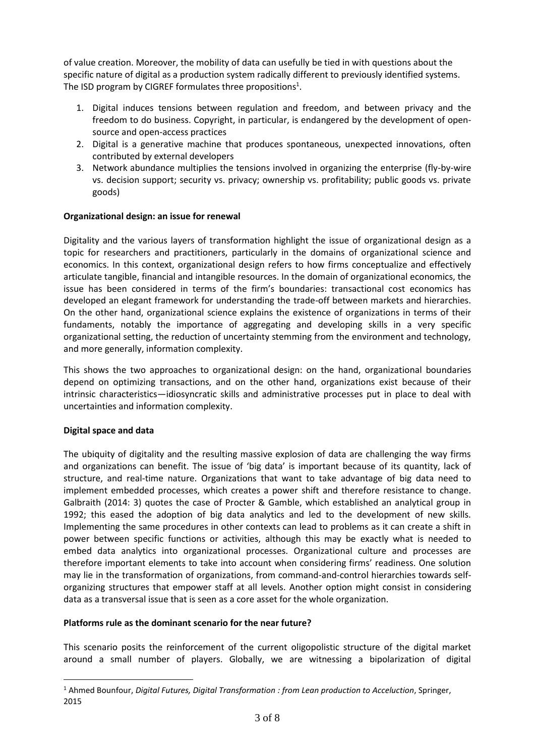of value creation. Moreover, the mobility of data can usefully be tied in with questions about the specific nature of digital as a production system radically different to previously identified systems. The ISD program by CIGREF formulates three propositions[1].

1. Digital induces tensions between regulation and freedom, and between privacy and the freedom to do business. Copyright, in particular, is endangered by the development of open-source and open-access practices
2. Digital is a generative machine that produces spontaneous, unexpected innovations, often contributed by external developers
3. Network abundance multiplies the tensions involved in organizing the enterprise (fly-by-wire vs. decision support; security vs. privacy; ownership vs. profitability; public goods vs. private goods)

**Organizational design: an issue for renewal**

Digitality and the various layers of transformation highlight the issue of organizational design as a topic for researchers and practitioners, particularly in the domains of organizational science and economics. In this context, organizational design refers to how firms conceptualize and effectively articulate tangible, financial and intangible resources. In the domain of organizational economics, the issue has been considered in terms of the firm's boundaries: transactional cost economics has developed an elegant framework for understanding the trade-off between markets and hierarchies. On the other hand, organizational science explains the existence of organizations in terms of their fundaments, notably the importance of aggregating and developing skills in a very specific organizational setting, the reduction of uncertainty stemming from the environment and technology, and more generally, information complexity.

This shows the two approaches to organizational design: on the hand, organizational boundaries depend on optimizing transactions, and on the other hand, organizations exist because of their intrinsic characteristics—idiosyncratic skills and administrative processes put in place to deal with uncertainties and information complexity.

**Digital space and data**

The ubiquity of digitality and the resulting massive explosion of data are challenging the way firms and organizations can benefit. The issue of 'big data' is important because of its quantity, lack of structure, and real-time nature. Organizations that want to take advantage of big data need to implement embedded processes, which creates a power shift and therefore resistance to change. Galbraith (2014: 3) quotes the case of Procter & Gamble, which established an analytical group in 1992; this eased the adoption of big data analytics and led to the development of new skills. Implementing the same procedures in other contexts can lead to problems as it can create a shift in power between specific functions or activities, although this may be exactly what is needed to embed data analytics into organizational processes. Organizational culture and processes are therefore important elements to take into account when considering firms' readiness. One solution may lie in the transformation of organizations, from command-and-control hierarchies towards self-organizing structures that empower staff at all levels. Another option might consist in considering data as a transversal issue that is seen as a core asset for the whole organization.

**Platforms rule as the dominant scenario for the near future?**

This scenario posits the reinforcement of the current oligopolistic structure of the digital market around a small number of players. Globally, we are witnessing a bipolarization of digital

---

[1] Ahmed Bounfour, *Digital Futures, Digital Transformation : from Lean production to Acceluction*, Springer, 2015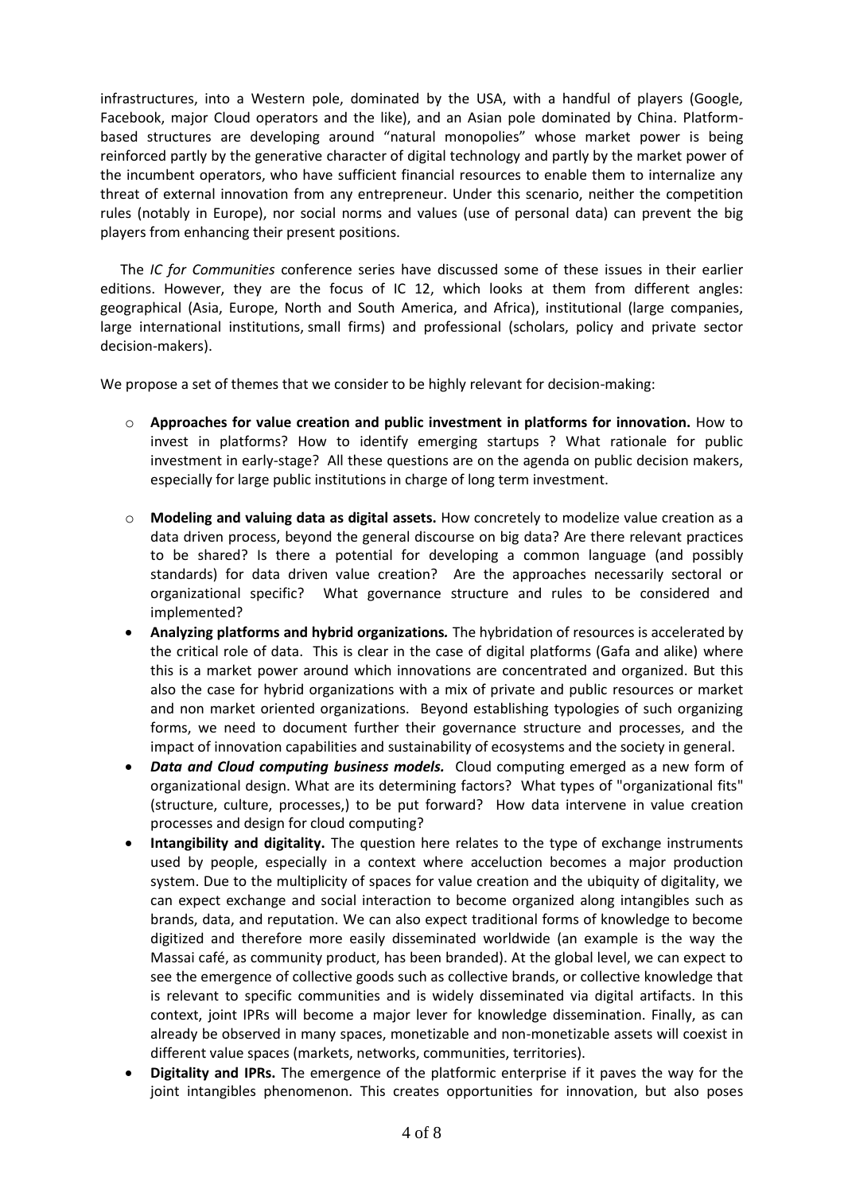infrastructures, into a Western pole, dominated by the USA, with a handful of players (Google, Facebook, major Cloud operators and the like), and an Asian pole dominated by China. Platform-based structures are developing around "natural monopolies" whose market power is being reinforced partly by the generative character of digital technology and partly by the market power of the incumbent operators, who have sufficient financial resources to enable them to internalize any threat of external innovation from any entrepreneur. Under this scenario, neither the competition rules (notably in Europe), nor social norms and values (use of personal data) can prevent the big players from enhancing their present positions.

The *IC for Communities* conference series have discussed some of these issues in their earlier editions. However, they are the focus of IC 12, which looks at them from different angles: geographical (Asia, Europe, North and South America, and Africa), institutional (large companies, large international institutions, small firms) and professional (scholars, policy and private sector decision-makers).

We propose a set of themes that we consider to be highly relevant for decision-making:

- **Approaches for value creation and public investment in platforms for innovation.** How to invest in platforms? How to identify emerging startups ? What rationale for public investment in early-stage? All these questions are on the agenda on public decision makers, especially for large public institutions in charge of long term investment.
- **Modeling and valuing data as digital assets.** How concretely to modelize value creation as a data driven process, beyond the general discourse on big data? Are there relevant practices to be shared? Is there a potential for developing a common language (and possibly standards) for data driven value creation? Are the approaches necessarily sectoral or organizational specific? What governance structure and rules to be considered and implemented?
- **Analyzing platforms and hybrid organizations***.* The hybridation of resources is accelerated by the critical role of data. This is clear in the case of digital platforms (Gafa and alike) where this is a market power around which innovations are concentrated and organized. But this also the case for hybrid organizations with a mix of private and public resources or market and non market oriented organizations. Beyond establishing typologies of such organizing forms, we need to document further their governance structure and processes, and the impact of innovation capabilities and sustainability of ecosystems and the society in general.
- ***Data and Cloud computing business models.*** Cloud computing emerged as a new form of organizational design. What are its determining factors? What types of "organizational fits" (structure, culture, processes,) to be put forward? How data intervene in value creation processes and design for cloud computing?
- **Intangibility and digitality.** The question here relates to the type of exchange instruments used by people, especially in a context where acceluction becomes a major production system. Due to the multiplicity of spaces for value creation and the ubiquity of digitality, we can expect exchange and social interaction to become organized along intangibles such as brands, data, and reputation. We can also expect traditional forms of knowledge to become digitized and therefore more easily disseminated worldwide (an example is the way the Massai café, as community product, has been branded). At the global level, we can expect to see the emergence of collective goods such as collective brands, or collective knowledge that is relevant to specific communities and is widely disseminated via digital artifacts. In this context, joint IPRs will become a major lever for knowledge dissemination. Finally, as can already be observed in many spaces, monetizable and non-monetizable assets will coexist in different value spaces (markets, networks, communities, territories).
- **Digitality and IPRs.** The emergence of the platformic enterprise if it paves the way for the joint intangibles phenomenon. This creates opportunities for innovation, but also poses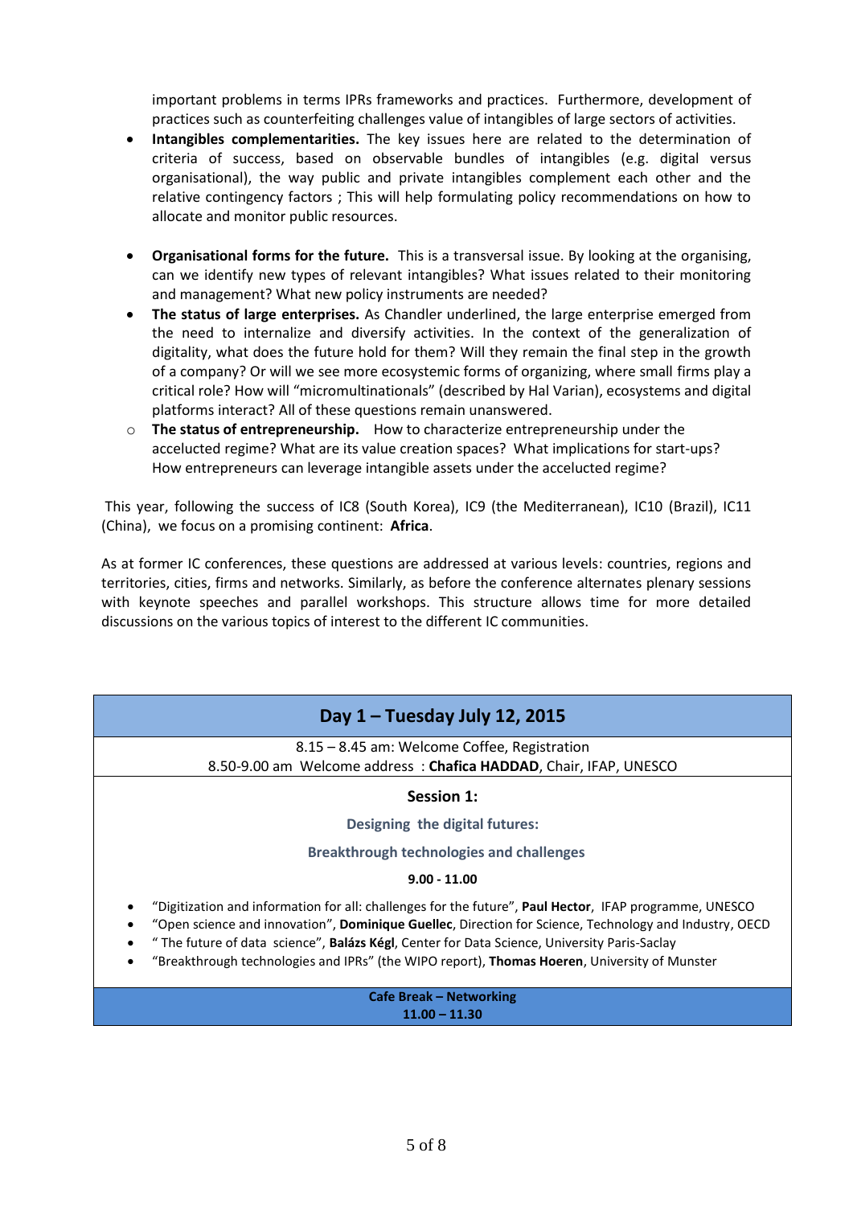important problems in terms IPRs frameworks and practices. Furthermore, development of practices such as counterfeiting challenges value of intangibles of large sectors of activities.

- **Intangibles complementarities.** The key issues here are related to the determination of criteria of success, based on observable bundles of intangibles (e.g. digital versus organisational), the way public and private intangibles complement each other and the relative contingency factors ; This will help formulating policy recommendations on how to allocate and monitor public resources.

- **Organisational forms for the future.** This is a transversal issue. By looking at the organising, can we identify new types of relevant intangibles? What issues related to their monitoring and management? What new policy instruments are needed?
- **The status of large enterprises.** As Chandler underlined, the large enterprise emerged from the need to internalize and diversify activities. In the context of the generalization of digitality, what does the future hold for them? Will they remain the final step in the growth of a company? Or will we see more ecosystemic forms of organizing, where small firms play a critical role? How will "micromultinationals" (described by Hal Varian), ecosystems and digital platforms interact? All of these questions remain unanswered.
  - **The status of entrepreneurship.** How to characterize entrepreneurship under the accelucted regime? What are its value creation spaces? What implications for start-ups? How entrepreneurs can leverage intangible assets under the accelucted regime?

This year, following the success of IC8 (South Korea), IC9 (the Mediterranean), IC10 (Brazil), IC11 (China), we focus on a promising continent: **Africa**.

As at former IC conferences, these questions are addressed at various levels: countries, regions and territories, cities, firms and networks. Similarly, as before the conference alternates plenary sessions with keynote speeches and parallel workshops. This structure allows time for more detailed discussions on the various topics of interest to the different IC communities.

## Day 1 – Tuesday July 12, 2015

8.15 – 8.45 am: Welcome Coffee, Registration

8.50-9.00 am Welcome address : **Chafica HADDAD**, Chair, IFAP, UNESCO

### Session 1:

**Designing the digital futures:**

**Breakthrough technologies and challenges**

**9.00 - 11.00**

- "Digitization and information for all: challenges for the future", **Paul Hector**, IFAP programme, UNESCO
- "Open science and innovation", **Dominique Guellec**, Direction for Science, Technology and Industry, OECD
- " The future of data science", **Balázs Kégl**, Center for Data Science, University Paris-Saclay
- "Breakthrough technologies and IPRs" (the WIPO report), **Thomas Hoeren**, University of Munster

**Cafe Break – Networking**

**11.00 – 11.30**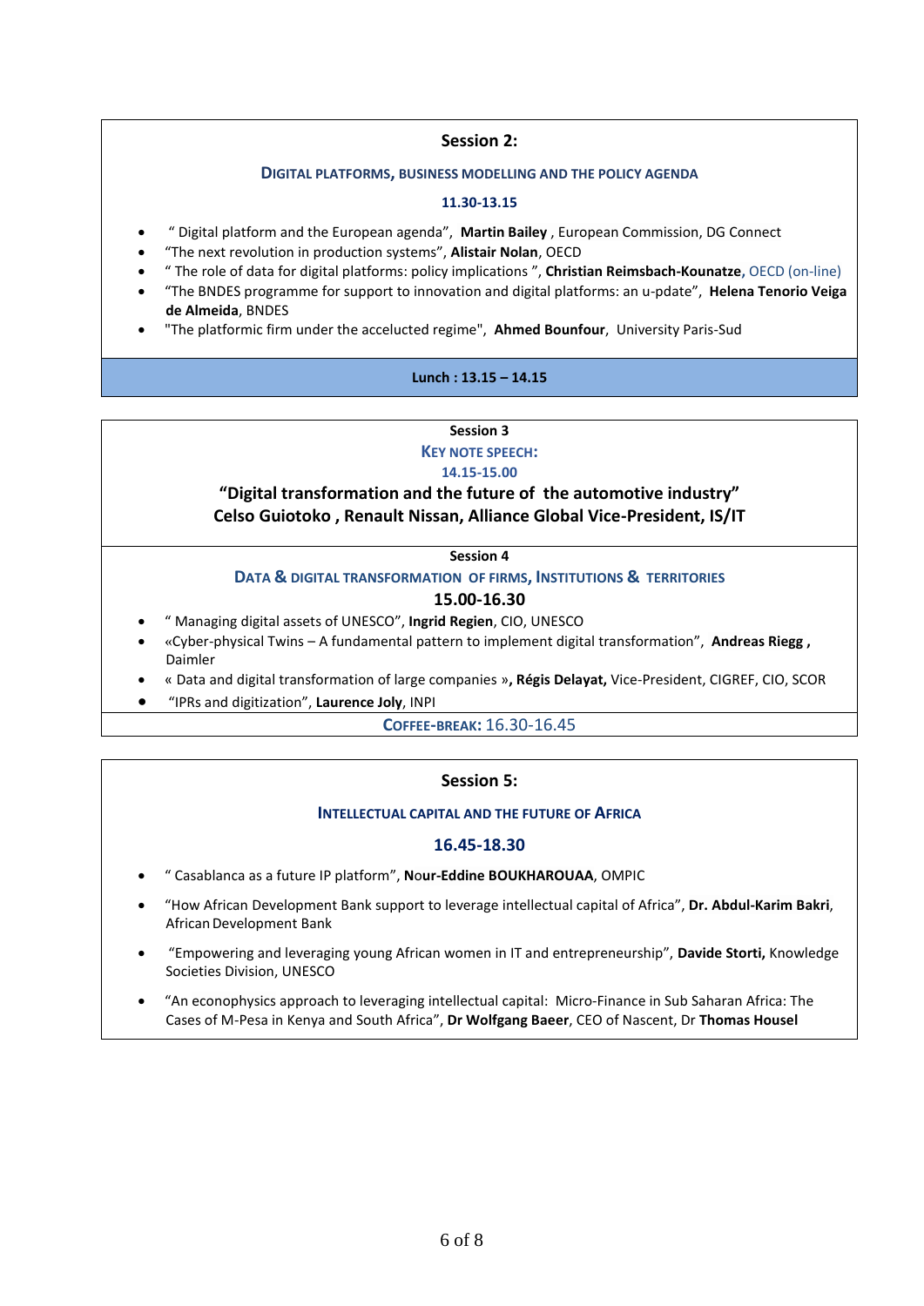## Session 2:

**DIGITAL PLATFORMS, BUSINESS MODELLING AND THE POLICY AGENDA**

**11.30-13.15**

- " Digital platform and the European agenda", **Martin Bailey** , European Commission, DG Connect
- "The next revolution in production systems", **Alistair Nolan**, OECD
- " The role of data for digital platforms: policy implications ", **Christian Reimsbach-Kounatze**, OECD (on-line)
- "The BNDES programme for support to innovation and digital platforms: an u-pdate", **Helena Tenorio Veiga de Almeida**, BNDES
- "The platformic firm under the accelucted regime", **Ahmed Bounfour**, University Paris-Sud

**Lunch : 13.15 – 14.15**

**Session 3**

**KEY NOTE SPEECH:**

**14.15-15.00**

### "Digital transformation and the future of the automotive industry" Celso Guiotoko , Renault Nissan, Alliance Global Vice-President, IS/IT

**Session 4**

**DATA & DIGITAL TRANSFORMATION OF FIRMS, INSTITUTIONS & TERRITORIES**

**15.00-16.30**

- " Managing digital assets of UNESCO", **Ingrid Regien**, CIO, UNESCO
- «Cyber-physical Twins – A fundamental pattern to implement digital transformation", **Andreas Riegg ,** Daimler
- « Data and digital transformation of large companies **», Régis Delayat,** Vice-President, CIGREF, CIO, SCOR
- "IPRs and digitization", **Laurence Joly**, INPI

**COFFEE-BREAK:** 16.30-16.45

## Session 5:

**INTELLECTUAL CAPITAL AND THE FUTURE OF AFRICA**

**16.45-18.30**

- " Casablanca as a future IP platform", **Nour-Eddine BOUKHAROUAA**, OMPIC
- "How African Development Bank support to leverage intellectual capital of Africa", **Dr. Abdul-Karim Bakri**, African Development Bank
- "Empowering and leveraging young African women in IT and entrepreneurship", **Davide Storti,** Knowledge Societies Division, UNESCO
- "An econophysics approach to leveraging intellectual capital: Micro-Finance in Sub Saharan Africa: The Cases of M-Pesa in Kenya and South Africa", **Dr Wolfgang Baeer**, CEO of Nascent, Dr **Thomas Housel**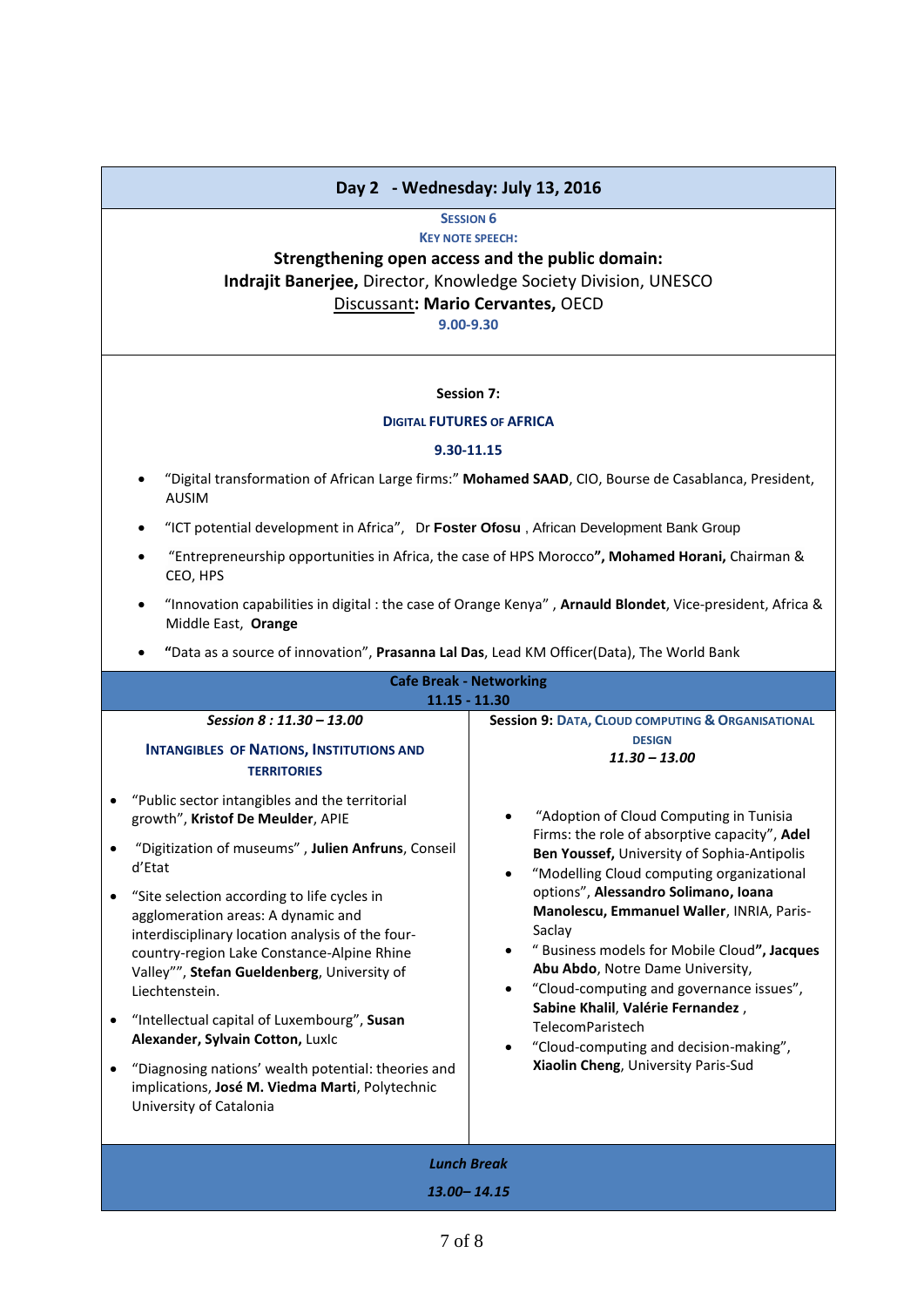## Day 2 - Wednesday: July 13, 2016

**SESSION 6**

**KEY NOTE SPEECH:**

**Strengthening open access and the public domain:**

**Indrajit Banerjee,** Director, Knowledge Society Division, UNESCO

Discussant**: Mario Cervantes,** OECD

**9.00-9.30**

**Session 7:**

**DIGITAL FUTURES OF AFRICA**

**9.30-11.15**

- "Digital transformation of African Large firms:" **Mohamed SAAD**, CIO, Bourse de Casablanca, President, AUSIM
- "ICT potential development in Africa", Dr **Foster Ofosu** , African Development Bank Group
- "Entrepreneurship opportunities in Africa, the case of HPS Morocco**", Mohamed Horani,** Chairman & CEO, HPS
- "Innovation capabilities in digital : the case of Orange Kenya" , **Arnauld Blondet**, Vice-president, Africa & Middle East, **Orange**
- **"**Data as a source of innovation", **Prasanna Lal Das**, Lead KM Officer(Data), The World Bank

**Cafe Break - Networking**

**11.15 - 11.30**

***Session 8 : 11.30 – 13.00***

**INTANGIBLES OF NATIONS, INSTITUTIONS AND TERRITORIES**

- "Public sector intangibles and the territorial growth", **Kristof De Meulder**, APIE
- "Digitization of museums" , **Julien Anfruns**, Conseil d'Etat
- "Site selection according to life cycles in agglomeration areas: A dynamic and interdisciplinary location analysis of the four-country-region Lake Constance-Alpine Rhine Valley"", **Stefan Gueldenberg**, University of Liechtenstein.
- "Intellectual capital of Luxembourg", **Susan Alexander, Sylvain Cotton,** Luxlc
- "Diagnosing nations' wealth potential: theories and implications, **José M. Viedma Marti**, Polytechnic University of Catalonia

**Session 9: DATA, CLOUD COMPUTING & ORGANISATIONAL DESIGN**

***11.30 – 13.00***

- "Adoption of Cloud Computing in Tunisia Firms: the role of absorptive capacity", **Adel Ben Youssef,** University of Sophia-Antipolis
- "Modelling Cloud computing organizational options", **Alessandro Solimano, Ioana Manolescu, Emmanuel Waller**, INRIA, Paris-Saclay
- " Business models for Mobile Cloud**", Jacques Abu Abdo**, Notre Dame University,
- "Cloud-computing and governance issues", **Sabine Khalil**, **Valérie Fernandez** , TelecomParistech
- "Cloud-computing and decision-making", **Xiaolin Cheng**, University Paris-Sud

***Lunch Break***

***13.00– 14.15***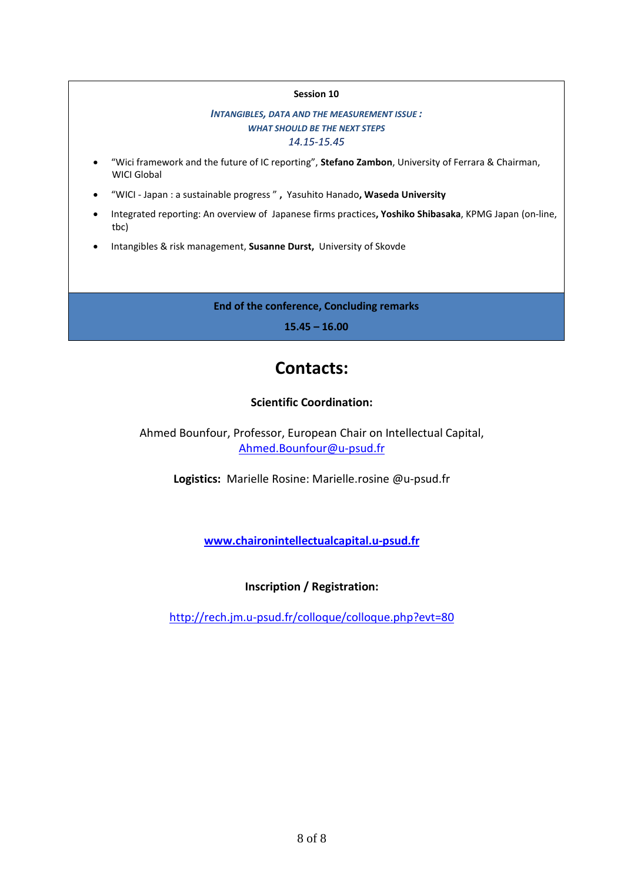**Session 10**

***INTANGIBLES, DATA AND THE MEASUREMENT ISSUE :***
***WHAT SHOULD BE THE NEXT STEPS***
*14.15-15.45*

- "Wici framework and the future of IC reporting", **Stefano Zambon**, University of Ferrara & Chairman, WICI Global
- "WICI - Japan : a sustainable progress " **,** Yasuhito Hanado**, Waseda University**
- Integrated reporting: An overview of Japanese firms practices**, Yoshiko Shibasaka**, KPMG Japan (on-line, tbc)
- Intangibles & risk management, **Susanne Durst,** University of Skovde

**End of the conference, Concluding remarks**

**15.45 – 16.00**

# Contacts:

**Scientific Coordination:**

Ahmed Bounfour, Professor, European Chair on Intellectual Capital,
Ahmed.Bounfour@u-psud.fr

**Logistics:** Marielle Rosine: Marielle.rosine @u-psud.fr

**www.chaironintellectualcapital.u-psud.fr**

**Inscription / Registration:**

http://rech.jm.u-psud.fr/colloque/colloque.php?evt=80